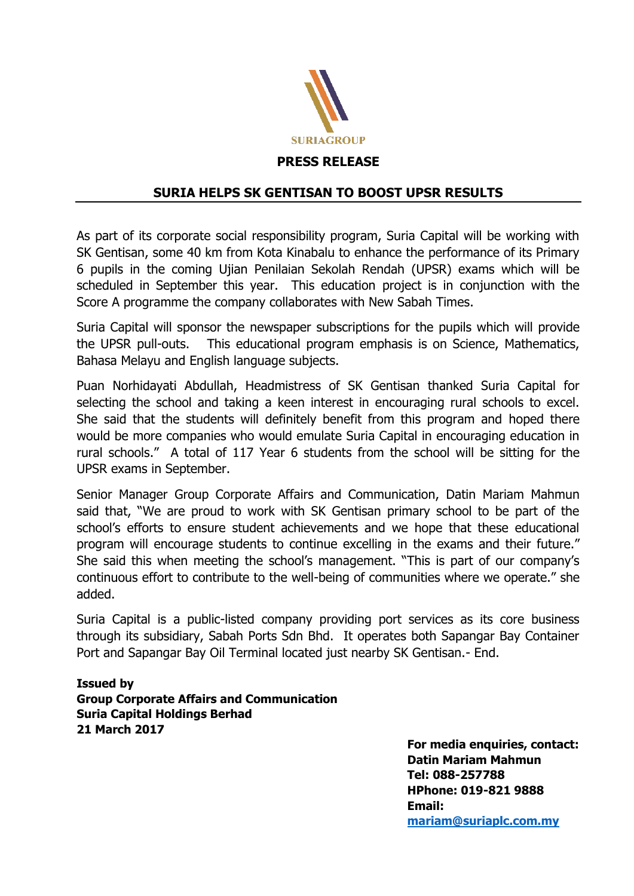SURIAGROUP

**PRESS RELEASE**

## SURIA HELPS SK GENTISAN TO BOOST UPSR RESULTS

As part of its corporate social responsibility program, Suria Capital will be working with SK Gentisan, some 40 km from Kota Kinabalu to enhance the performance of its Primary 6 pupils in the coming Ujian Penilaian Sekolah Rendah (UPSR) exams which will be scheduled in September this year. This education project is in conjunction with the Score A programme the company collaborates with New Sabah Times.

Suria Capital will sponsor the newspaper subscriptions for the pupils which will provide the UPSR pull-outs. This educational program emphasis is on Science, Mathematics, Bahasa Melayu and English language subjects.

Puan Norhidayati Abdullah, Headmistress of SK Gentisan thanked Suria Capital for selecting the school and taking a keen interest in encouraging rural schools to excel. She said that the students will definitely benefit from this program and hoped there would be more companies who would emulate Suria Capital in encouraging education in rural schools." A total of 117 Year 6 students from the school will be sitting for the UPSR exams in September.

Senior Manager Group Corporate Affairs and Communication, Datin Mariam Mahmun said that, "We are proud to work with SK Gentisan primary school to be part of the school's efforts to ensure student achievements and we hope that these educational program will encourage students to continue excelling in the exams and their future." She said this when meeting the school's management. "This is part of our company's continuous effort to contribute to the well-being of communities where we operate." she added.

Suria Capital is a public-listed company providing port services as its core business through its subsidiary, Sabah Ports Sdn Bhd. It operates both Sapangar Bay Container Port and Sapangar Bay Oil Terminal located just nearby SK Gentisan.- End.

**Issued by**
**Group Corporate Affairs and Communication**
**Suria Capital Holdings Berhad**
**21 March 2017**

**For media enquiries, contact:**
**Datin Mariam Mahmun**
**Tel: 088-257788**
**HPhone: 019-821 9888**
**Email:**
**mariam@suriaplc.com.my**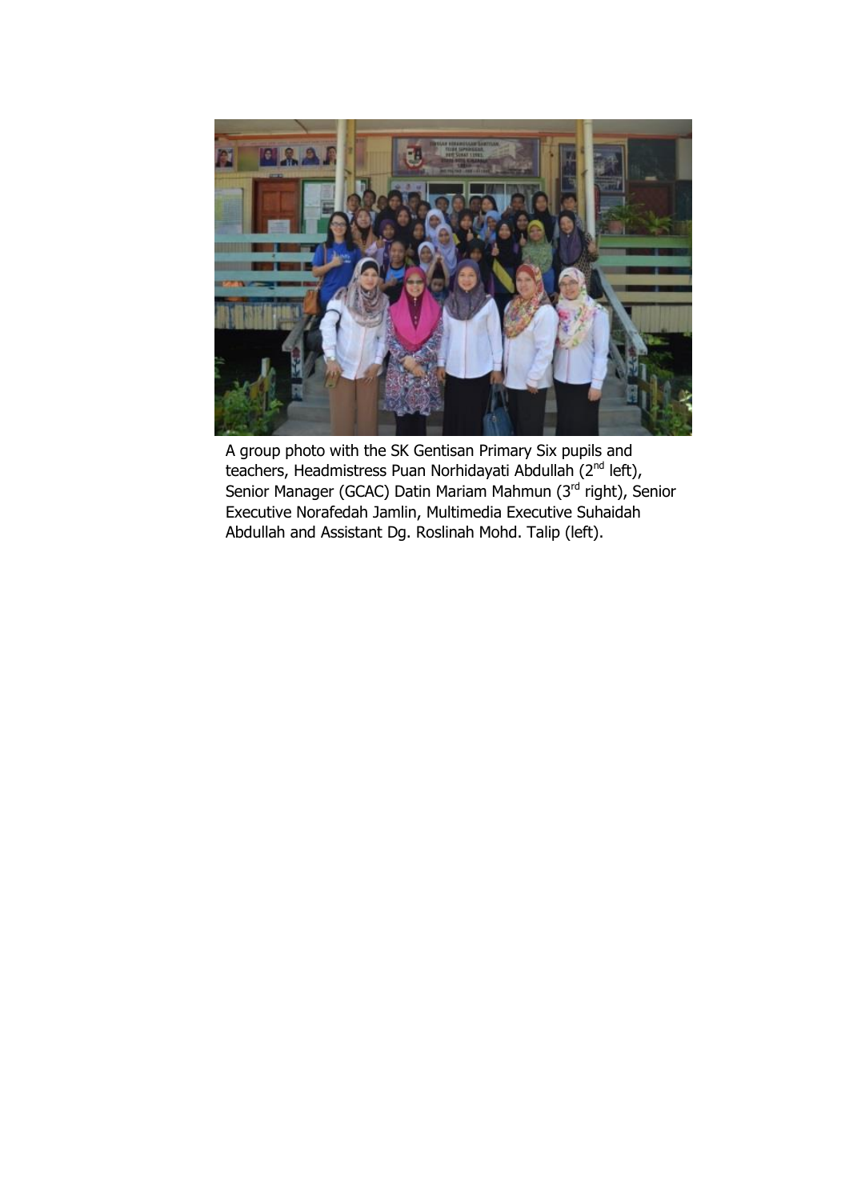A group photo with the SK Gentisan Primary Six pupils and teachers, Headmistress Puan Norhidayati Abdullah (2nd left), Senior Manager (GCAC) Datin Mariam Mahmun (3rd right), Senior Executive Norafedah Jamlin, Multimedia Executive Suhaidah Abdullah and Assistant Dg. Roslinah Mohd. Talip (left).